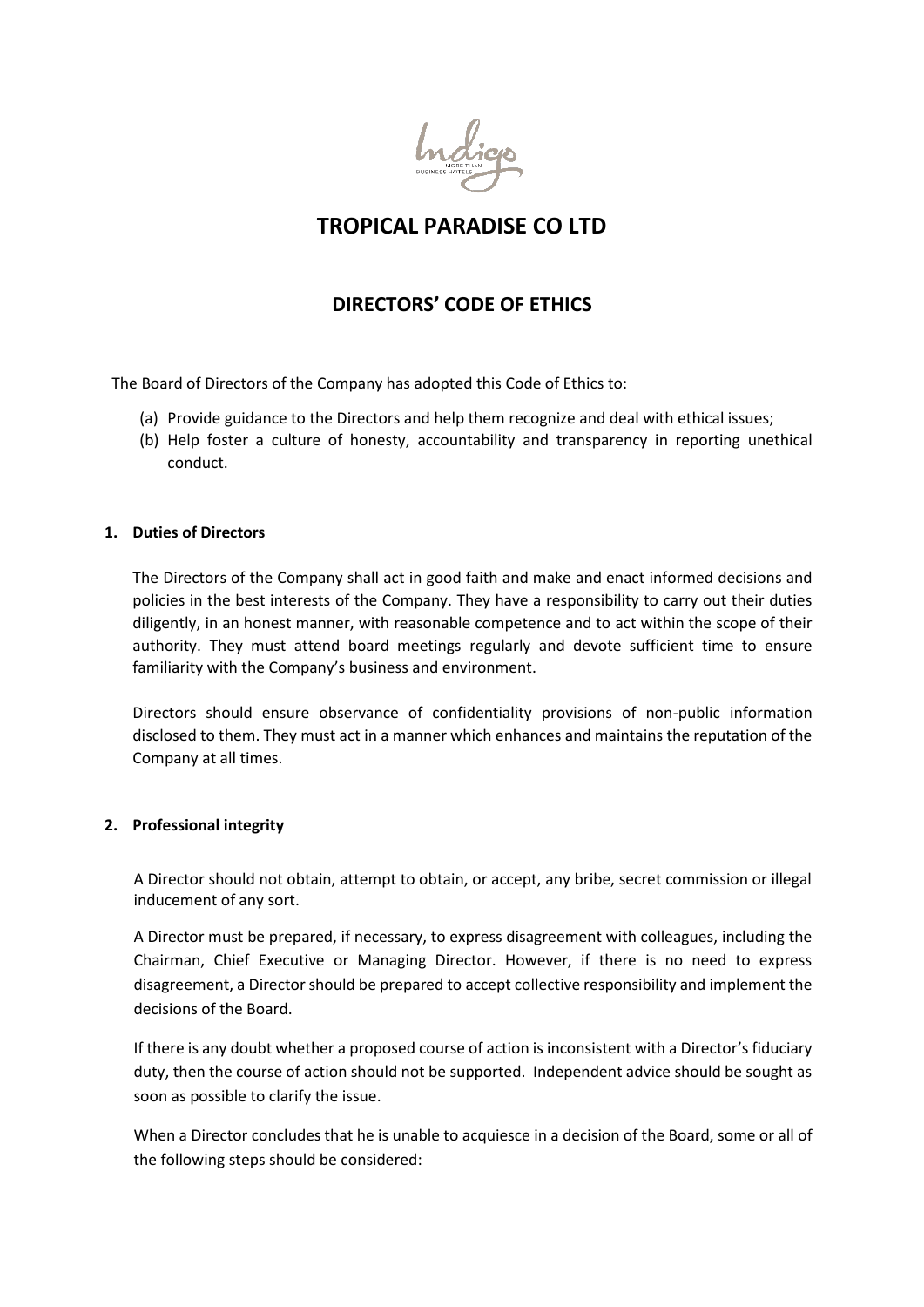# TROPICAL PARADISE CO LTD

## DIRECTORS' CODE OF ETHICS

The Board of Directors of the Company has adopted this Code of Ethics to:

(a) Provide guidance to the Directors and help them recognize and deal with ethical issues;
(b) Help foster a culture of honesty, accountability and transparency in reporting unethical conduct.

### 1. Duties of Directors

The Directors of the Company shall act in good faith and make and enact informed decisions and policies in the best interests of the Company. They have a responsibility to carry out their duties diligently, in an honest manner, with reasonable competence and to act within the scope of their authority. They must attend board meetings regularly and devote sufficient time to ensure familiarity with the Company's business and environment.

Directors should ensure observance of confidentiality provisions of non-public information disclosed to them. They must act in a manner which enhances and maintains the reputation of the Company at all times.

### 2. Professional integrity

A Director should not obtain, attempt to obtain, or accept, any bribe, secret commission or illegal inducement of any sort.

A Director must be prepared, if necessary, to express disagreement with colleagues, including the Chairman, Chief Executive or Managing Director. However, if there is no need to express disagreement, a Director should be prepared to accept collective responsibility and implement the decisions of the Board.

If there is any doubt whether a proposed course of action is inconsistent with a Director's fiduciary duty, then the course of action should not be supported. Independent advice should be sought as soon as possible to clarify the issue.

When a Director concludes that he is unable to acquiesce in a decision of the Board, some or all of the following steps should be considered: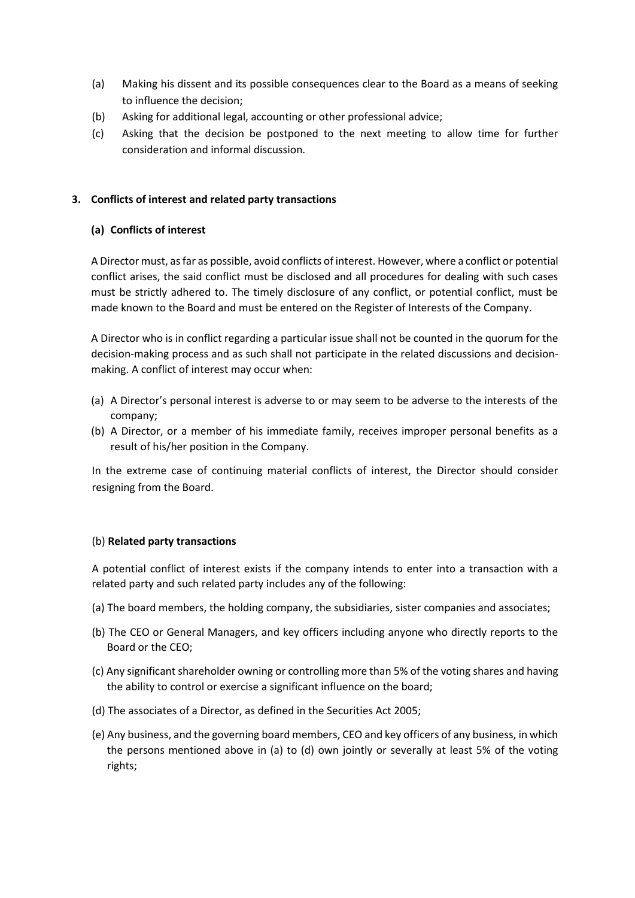(a) Making his dissent and its possible consequences clear to the Board as a means of seeking to influence the decision;

(b) Asking for additional legal, accounting or other professional advice;

(c) Asking that the decision be postponed to the next meeting to allow time for further consideration and informal discussion.

### 3. Conflicts of interest and related party transactions

#### (a) Conflicts of interest

A Director must, as far as possible, avoid conflicts of interest. However, where a conflict or potential conflict arises, the said conflict must be disclosed and all procedures for dealing with such cases must be strictly adhered to. The timely disclosure of any conflict, or potential conflict, must be made known to the Board and must be entered on the Register of Interests of the Company.

A Director who is in conflict regarding a particular issue shall not be counted in the quorum for the decision-making process and as such shall not participate in the related discussions and decision-making. A conflict of interest may occur when:

(a) A Director's personal interest is adverse to or may seem to be adverse to the interests of the company;

(b) A Director, or a member of his immediate family, receives improper personal benefits as a result of his/her position in the Company.

In the extreme case of continuing material conflicts of interest, the Director should consider resigning from the Board.

#### (b) **Related party transactions**

A potential conflict of interest exists if the company intends to enter into a transaction with a related party and such related party includes any of the following:

(a) The board members, the holding company, the subsidiaries, sister companies and associates;

(b) The CEO or General Managers, and key officers including anyone who directly reports to the Board or the CEO;

(c) Any significant shareholder owning or controlling more than 5% of the voting shares and having the ability to control or exercise a significant influence on the board;

(d) The associates of a Director, as defined in the Securities Act 2005;

(e) Any business, and the governing board members, CEO and key officers of any business, in which the persons mentioned above in (a) to (d) own jointly or severally at least 5% of the voting rights;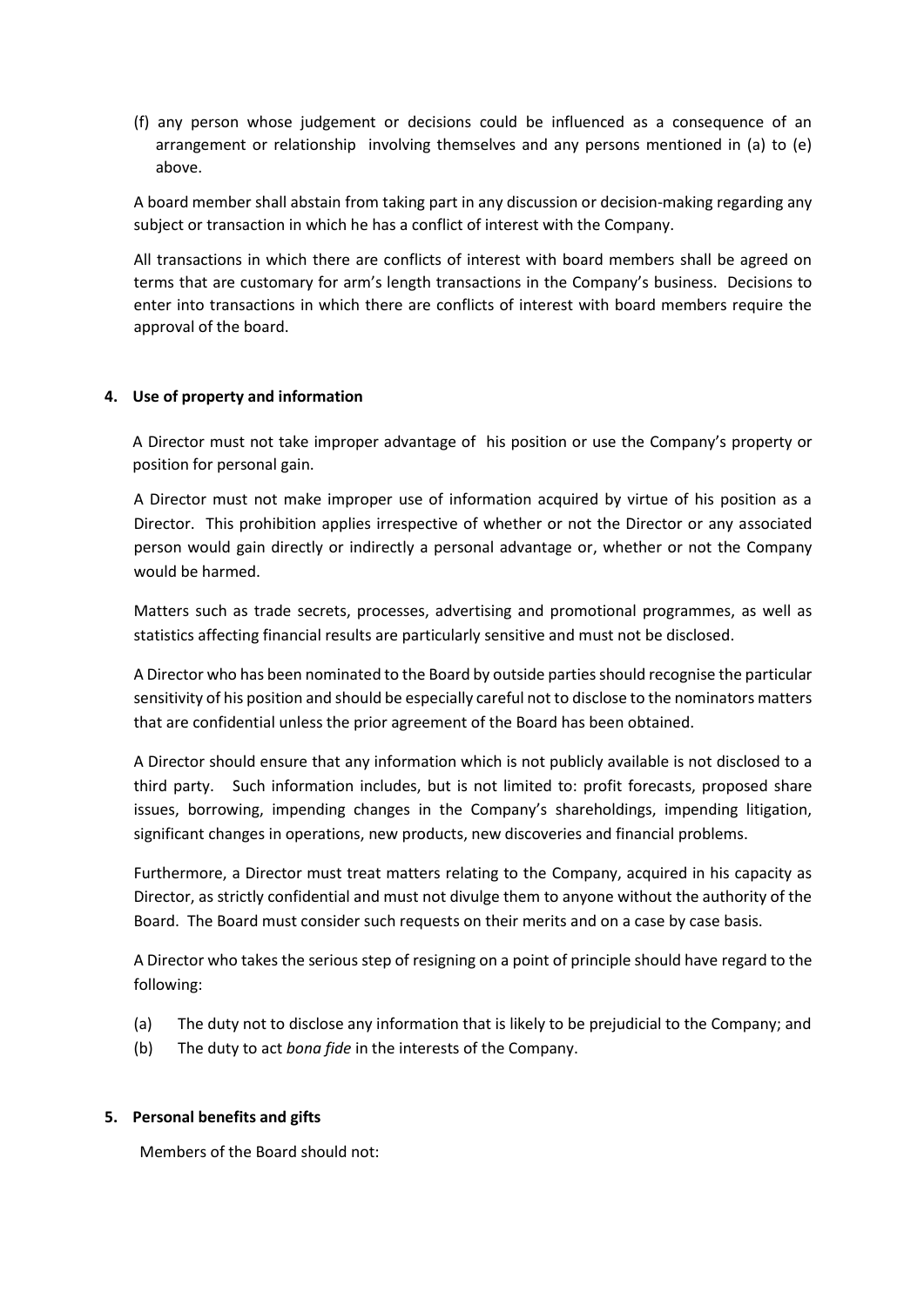(f) any person whose judgement or decisions could be influenced as a consequence of an arrangement or relationship involving themselves and any persons mentioned in (a) to (e) above.

A board member shall abstain from taking part in any discussion or decision-making regarding any subject or transaction in which he has a conflict of interest with the Company.

All transactions in which there are conflicts of interest with board members shall be agreed on terms that are customary for arm's length transactions in the Company's business. Decisions to enter into transactions in which there are conflicts of interest with board members require the approval of the board.

**4. Use of property and information**

A Director must not take improper advantage of his position or use the Company's property or position for personal gain.

A Director must not make improper use of information acquired by virtue of his position as a Director. This prohibition applies irrespective of whether or not the Director or any associated person would gain directly or indirectly a personal advantage or, whether or not the Company would be harmed.

Matters such as trade secrets, processes, advertising and promotional programmes, as well as statistics affecting financial results are particularly sensitive and must not be disclosed.

A Director who has been nominated to the Board by outside parties should recognise the particular sensitivity of his position and should be especially careful not to disclose to the nominators matters that are confidential unless the prior agreement of the Board has been obtained.

A Director should ensure that any information which is not publicly available is not disclosed to a third party. Such information includes, but is not limited to: profit forecasts, proposed share issues, borrowing, impending changes in the Company's shareholdings, impending litigation, significant changes in operations, new products, new discoveries and financial problems.

Furthermore, a Director must treat matters relating to the Company, acquired in his capacity as Director, as strictly confidential and must not divulge them to anyone without the authority of the Board. The Board must consider such requests on their merits and on a case by case basis.

A Director who takes the serious step of resigning on a point of principle should have regard to the following:

(a) The duty not to disclose any information that is likely to be prejudicial to the Company; and
(b) The duty to act *bona fide* in the interests of the Company.

**5. Personal benefits and gifts**

Members of the Board should not: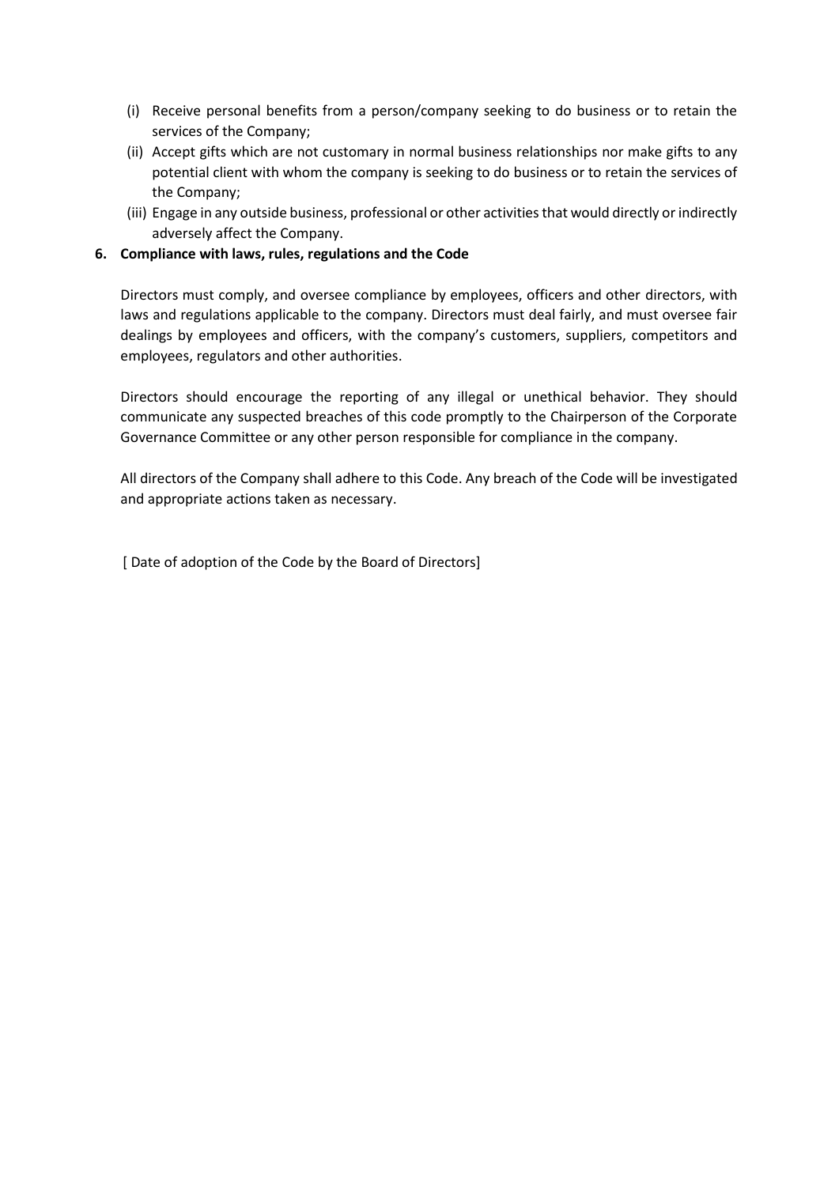(i) Receive personal benefits from a person/company seeking to do business or to retain the services of the Company;

(ii) Accept gifts which are not customary in normal business relationships nor make gifts to any potential client with whom the company is seeking to do business or to retain the services of the Company;

(iii) Engage in any outside business, professional or other activities that would directly or indirectly adversely affect the Company.

**6. Compliance with laws, rules, regulations and the Code**

Directors must comply, and oversee compliance by employees, officers and other directors, with laws and regulations applicable to the company. Directors must deal fairly, and must oversee fair dealings by employees and officers, with the company's customers, suppliers, competitors and employees, regulators and other authorities.

Directors should encourage the reporting of any illegal or unethical behavior. They should communicate any suspected breaches of this code promptly to the Chairperson of the Corporate Governance Committee or any other person responsible for compliance in the company.

All directors of the Company shall adhere to this Code. Any breach of the Code will be investigated and appropriate actions taken as necessary.

[ Date of adoption of the Code by the Board of Directors]